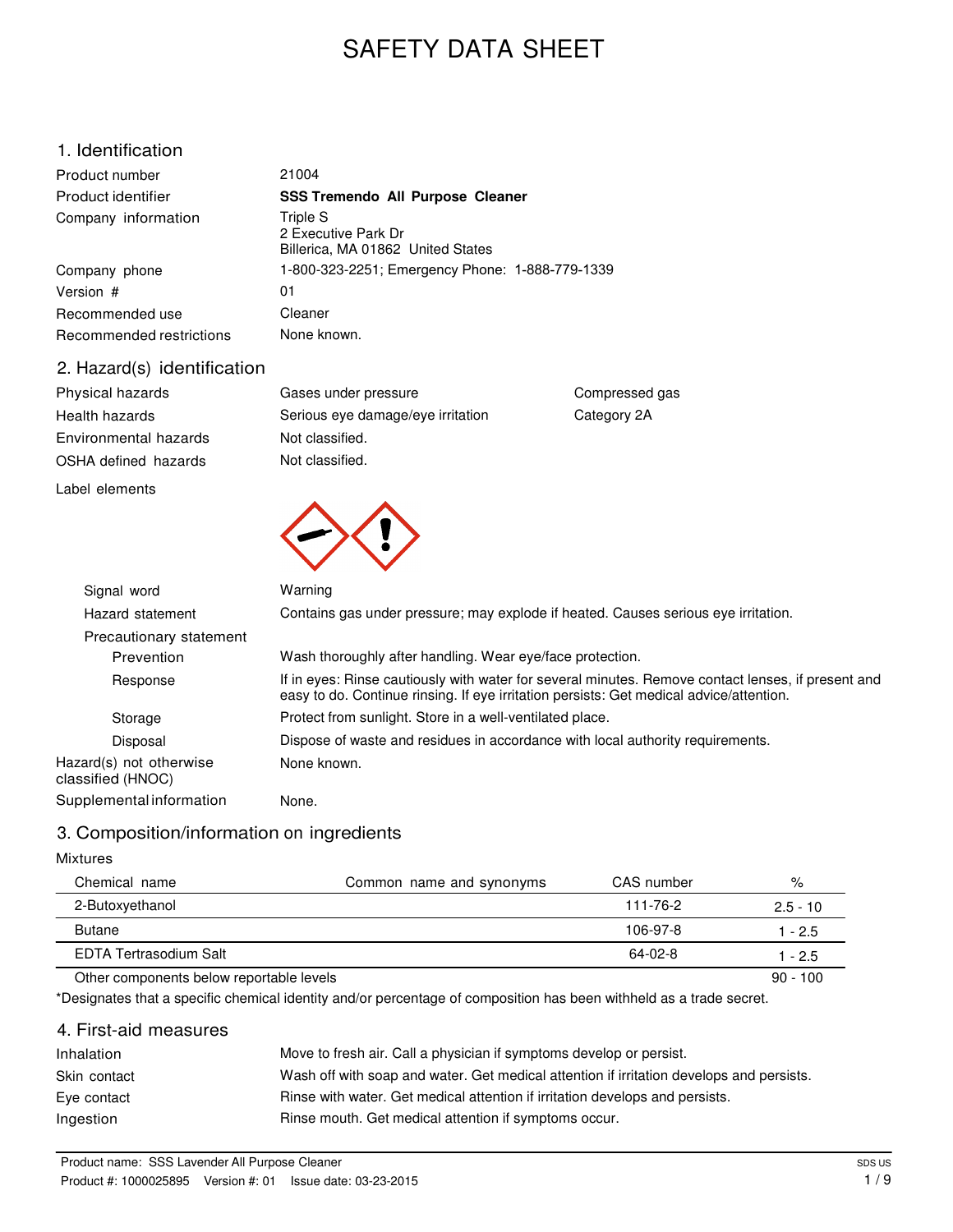# SAFETY DATA SHEET

## 1. Identification

| | |
|---|---|
| Product number | 21004 |
| Product identifier | **SSS Tremendo All Purpose Cleaner** |
| Company information | Triple S<br>2 Executive Park Dr<br>Billerica, MA 01862 United States |
| Company phone | 1-800-323-2251; Emergency Phone: 1-888-779-1339 |
| Version # | 01 |
| Recommended use | Cleaner |
| Recommended restrictions | None known. |

## 2. Hazard(s) identification

| | | |
|---|---|---|
| Physical hazards | Gases under pressure | Compressed gas |
| Health hazards | Serious eye damage/eye irritation | Category 2A |
| Environmental hazards | Not classified. | |
| OSHA defined hazards | Not classified. | |

**Label elements**

**Signal word**: Warning

**Hazard statement**: Contains gas under pressure; may explode if heated. Causes serious eye irritation.

**Precautionary statement**

- **Prevention**: Wash thoroughly after handling. Wear eye/face protection.
- **Response**: If in eyes: Rinse cautiously with water for several minutes. Remove contact lenses, if present and easy to do. Continue rinsing. If eye irritation persists: Get medical advice/attention.
- **Storage**: Protect from sunlight. Store in a well-ventilated place.
- **Disposal**: Dispose of waste and residues in accordance with local authority requirements.

**Hazard(s) not otherwise classified (HNOC)**: None known.

**Supplemental information**: None.

## 3. Composition/information on ingredients

Mixtures

| Chemical name | Common name and synonyms | CAS number | % |
|---|---|---|---|
| 2-Butoxyethanol | | 111-76-2 | 2.5 - 10 |
| Butane | | 106-97-8 | 1 - 2.5 |
| EDTA Tertrasodium Salt | | 64-02-8 | 1 - 2.5 |
| Other components below reportable levels | | | 90 - 100 |

*Designates that a specific chemical identity and/or percentage of composition has been withheld as a trade secret.

## 4. First-aid measures

| | |
|---|---|
| Inhalation | Move to fresh air. Call a physician if symptoms develop or persist. |
| Skin contact | Wash off with soap and water. Get medical attention if irritation develops and persists. |
| Eye contact | Rinse with water. Get medical attention if irritation develops and persists. |
| Ingestion | Rinse mouth. Get medical attention if symptoms occur. |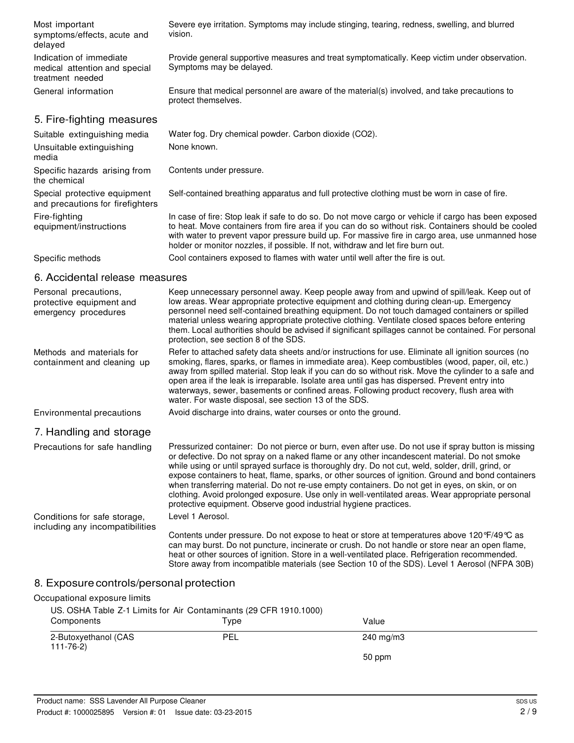| | |
|---|---|
| Most important symptoms/effects, acute and delayed | Severe eye irritation. Symptoms may include stinging, tearing, redness, swelling, and blurred vision. |
| Indication of immediate medical attention and special treatment needed | Provide general supportive measures and treat symptomatically. Keep victim under observation. Symptoms may be delayed. |
| General information | Ensure that medical personnel are aware of the material(s) involved, and take precautions to protect themselves. |

## 5. Fire-fighting measures

| | |
|---|---|
| Suitable extinguishing media | Water fog. Dry chemical powder. Carbon dioxide ($CO_2$). |
| Unsuitable extinguishing media | None known. |
| Specific hazards arising from the chemical | Contents under pressure. |
| Special protective equipment and precautions for firefighters | Self-contained breathing apparatus and full protective clothing must be worn in case of fire. |
| Fire-fighting equipment/instructions | In case of fire: Stop leak if safe to do so. Do not move cargo or vehicle if cargo has been exposed to heat. Move containers from fire area if you can do so without risk. Containers should be cooled with water to prevent vapor pressure build up. For massive fire in cargo area, use unmanned hose holder or monitor nozzles, if possible. If not, withdraw and let fire burn out. |
| Specific methods | Cool containers exposed to flames with water until well after the fire is out. |

## 6. Accidental release measures

| | |
|---|---|
| Personal precautions, protective equipment and emergency procedures | Keep unnecessary personnel away. Keep people away from and upwind of spill/leak. Keep out of low areas. Wear appropriate protective equipment and clothing during clean-up. Emergency personnel need self-contained breathing equipment. Do not touch damaged containers or spilled material unless wearing appropriate protective clothing. Ventilate closed spaces before entering them. Local authorities should be advised if significant spillages cannot be contained. For personal protection, see section 8 of the SDS. |
| Methods and materials for containment and cleaning up | Refer to attached safety data sheets and/or instructions for use. Eliminate all ignition sources (no smoking, flares, sparks, or flames in immediate area). Keep combustibles (wood, paper, oil, etc.) away from spilled material. Stop leak if you can do so without risk. Move the cylinder to a safe and open area if the leak is irreparable. Isolate area until gas has dispersed. Prevent entry into waterways, sewer, basements or confined areas. Following product recovery, flush area with water. For waste disposal, see section 13 of the SDS. |
| Environmental precautions | Avoid discharge into drains, water courses or onto the ground. |

## 7. Handling and storage

| | |
|---|---|
| Precautions for safe handling | Pressurized container: Do not pierce or burn, even after use. Do not use if spray button is missing or defective. Do not spray on a naked flame or any other incandescent material. Do not smoke while using or until sprayed surface is thoroughly dry. Do not cut, weld, solder, drill, grind, or expose containers to heat, flame, sparks, or other sources of ignition. Ground and bond containers when transferring material. Do not re-use empty containers. Do not get in eyes, on skin, or on clothing. Avoid prolonged exposure. Use only in well-ventilated areas. Wear appropriate personal protective equipment. Observe good industrial hygiene practices. |
| Conditions for safe storage, including any incompatibilities | Level 1 Aerosol.<br><br>Contents under pressure. Do not expose to heat or store at temperatures above 120°F/49°C as can may burst. Do not puncture, incinerate or crush. Do not handle or store near an open flame, heat or other sources of ignition. Store in a well-ventilated place. Refrigeration recommended. Store away from incompatible materials (see Section 10 of the SDS). Level 1 Aerosol (NFPA 30B) |

## 8. Exposure controls/personal protection

Occupational exposure limits

US. OSHA Table Z-1 Limits for Air Contaminants (29 CFR 1910.1000)

| Components | Type | Value |
|---|---|---|
| 2-Butoxyethanol (CAS 111-76-2) | PEL | 240 mg/m3 |
| | | 50 ppm |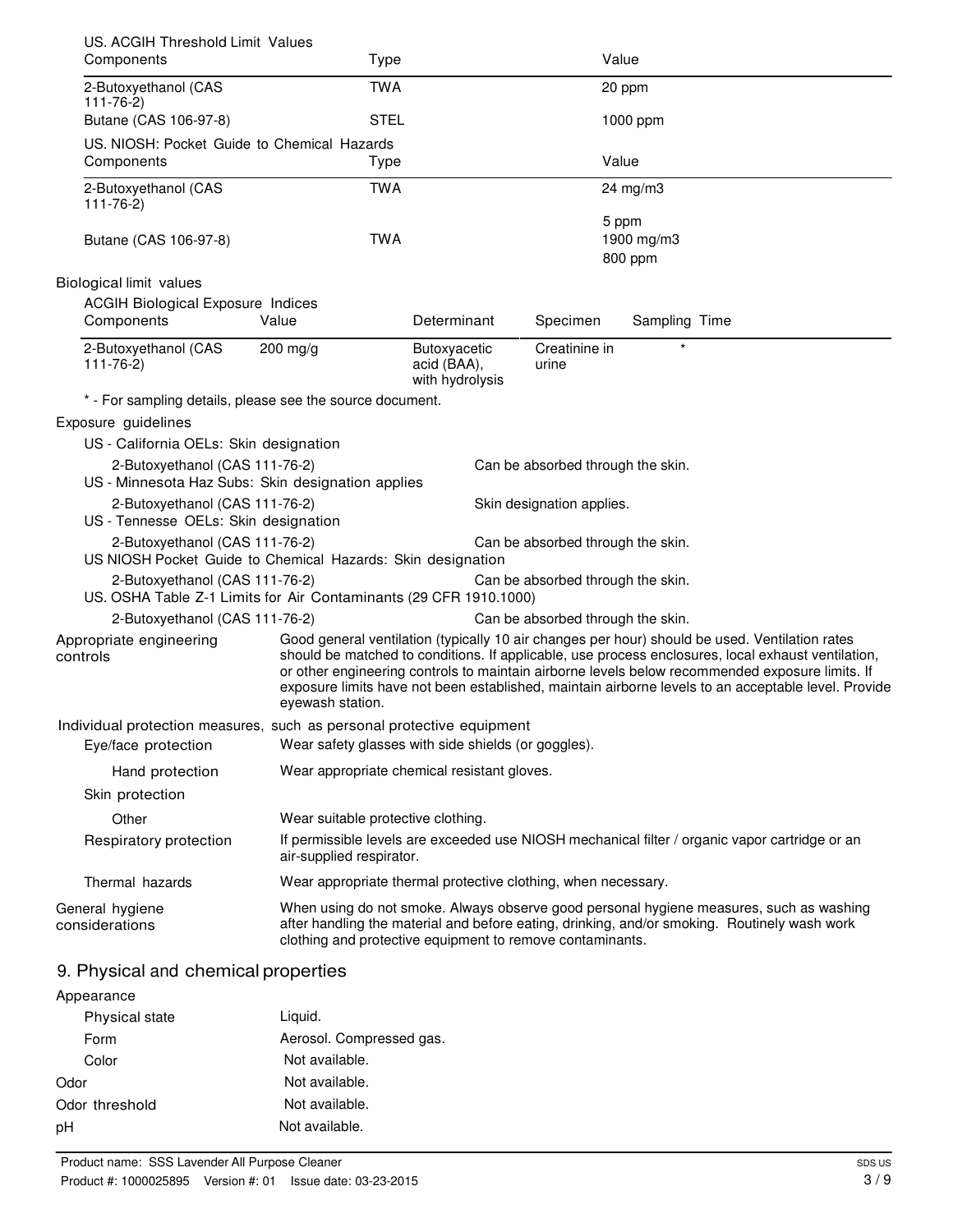US. ACGIH Threshold Limit Values

| Components | Type | Value |
| --- | --- | --- |
| 2-Butoxyethanol (CAS 111-76-2) | TWA | 20 ppm |
| Butane (CAS 106-97-8) | STEL | 1000 ppm |

US. NIOSH: Pocket Guide to Chemical Hazards

| Components | Type | Value |
| --- | --- | --- |
| 2-Butoxyethanol (CAS 111-76-2) | TWA | 24 mg/m3 |
| | | 5 ppm |
| Butane (CAS 106-97-8) | TWA | 1900 mg/m3 |
| | | 800 ppm |

## Biological limit values

ACGIH Biological Exposure Indices

| Components | Value | Determinant | Specimen | Sampling Time |
| --- | --- | --- | --- | --- |
| 2-Butoxyethanol (CAS 111-76-2) | 200 mg/g | Butoxyacetic acid (BAA), with hydrolysis | Creatinine in urine | * |

* - For sampling details, please see the source document.

## Exposure guidelines

US - California OELs: Skin designation

| | |
| --- | --- |
| 2-Butoxyethanol (CAS 111-76-2) | Can be absorbed through the skin. |

US - Minnesota Haz Subs: Skin designation applies

| | |
| --- | --- |
| 2-Butoxyethanol (CAS 111-76-2) | Skin designation applies. |

US - Tennesse OELs: Skin designation

| | |
| --- | --- |
| 2-Butoxyethanol (CAS 111-76-2) | Can be absorbed through the skin. |

US NIOSH Pocket Guide to Chemical Hazards: Skin designation

| | |
| --- | --- |
| 2-Butoxyethanol (CAS 111-76-2) | Can be absorbed through the skin. |

US. OSHA Table Z-1 Limits for Air Contaminants (29 CFR 1910.1000)

| | |
| --- | --- |
| 2-Butoxyethanol (CAS 111-76-2) | Can be absorbed through the skin. |

**Appropriate engineering controls**
Good general ventilation (typically 10 air changes per hour) should be used. Ventilation rates should be matched to conditions. If applicable, use process enclosures, local exhaust ventilation, or other engineering controls to maintain airborne levels below recommended exposure limits. If exposure limits have not been established, maintain airborne levels to an acceptable level. Provide eyewash station.

## Individual protection measures, such as personal protective equipment

**Eye/face protection**
Wear safety glasses with side shields (or goggles).

**Hand protection**
Wear appropriate chemical resistant gloves.

**Skin protection**

**Other**
Wear suitable protective clothing.

**Respiratory protection**
If permissible levels are exceeded use NIOSH mechanical filter / organic vapor cartridge or an air-supplied respirator.

**Thermal hazards**
Wear appropriate thermal protective clothing, when necessary.

**General hygiene considerations**
When using do not smoke. Always observe good personal hygiene measures, such as washing after handling the material and before eating, drinking, and/or smoking. Routinely wash work clothing and protective equipment to remove contaminants.

# 9. Physical and chemical properties

| | |
| --- | --- |
| Appearance | |
| Physical state | Liquid. |
| Form | Aerosol. Compressed gas. |
| Color | Not available. |
| Odor | Not available. |
| Odor threshold | Not available. |
| pH | Not available. |

Product name: SSS Lavender All Purpose Cleaner
Product #: 1000025895 Version #: 01 Issue date: 03-23-2015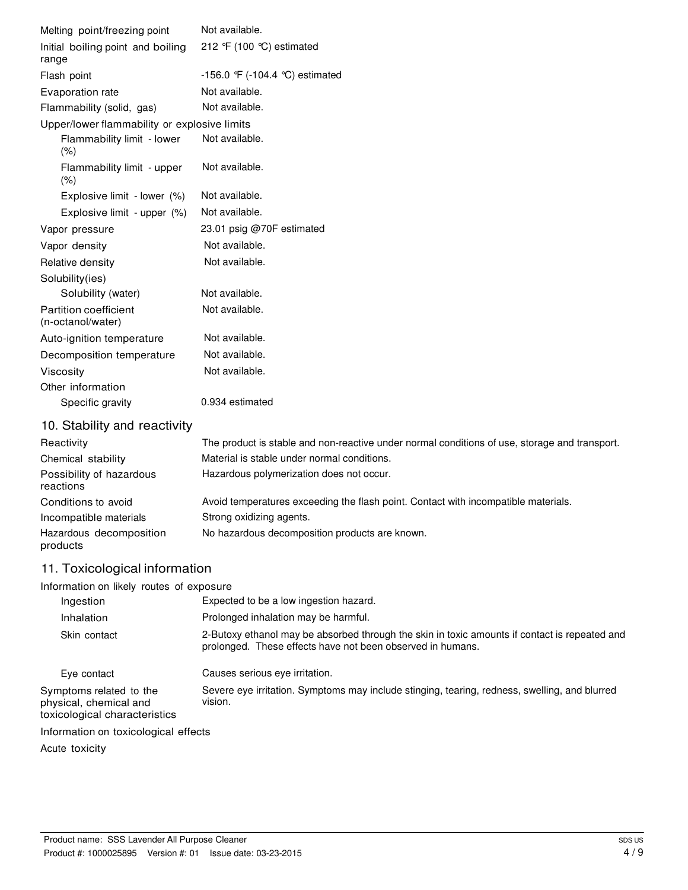| | |
|---|---|
| Melting point/freezing point | Not available. |
| Initial boiling point and boiling range | 212 °F (100 °C) estimated |
| Flash point | -156.0 °F (-104.4 °C) estimated |
| Evaporation rate | Not available. |
| Flammability (solid, gas) | Not available. |
| Upper/lower flammability or explosive limits | |
| Flammability limit - lower (%) | Not available. |
| Flammability limit - upper (%) | Not available. |
| Explosive limit - lower (%) | Not available. |
| Explosive limit - upper (%) | Not available. |
| Vapor pressure | 23.01 psig @70F estimated |
| Vapor density | Not available. |
| Relative density | Not available. |
| Solubility(ies) | |
| Solubility (water) | Not available. |
| Partition coefficient (n-octanol/water) | Not available. |
| Auto-ignition temperature | Not available. |
| Decomposition temperature | Not available. |
| Viscosity | Not available. |
| Other information | |
| Specific gravity | 0.934 estimated |

## 10. Stability and reactivity

| | |
|---|---|
| Reactivity | The product is stable and non-reactive under normal conditions of use, storage and transport. |
| Chemical stability | Material is stable under normal conditions. |
| Possibility of hazardous reactions | Hazardous polymerization does not occur. |
| Conditions to avoid | Avoid temperatures exceeding the flash point. Contact with incompatible materials. |
| Incompatible materials | Strong oxidizing agents. |
| Hazardous decomposition products | No hazardous decomposition products are known. |

## 11. Toxicological information

| | |
|---|---|
| Information on likely routes of exposure | |
| Ingestion | Expected to be a low ingestion hazard. |
| Inhalation | Prolonged inhalation may be harmful. |
| Skin contact | 2-Butoxy ethanol may be absorbed through the skin in toxic amounts if contact is repeated and prolonged. These effects have not been observed in humans. |
| Eye contact | Causes serious eye irritation. |
| Symptoms related to the physical, chemical and toxicological characteristics | Severe eye irritation. Symptoms may include stinging, tearing, redness, swelling, and blurred vision. |

Information on toxicological effects

Acute toxicity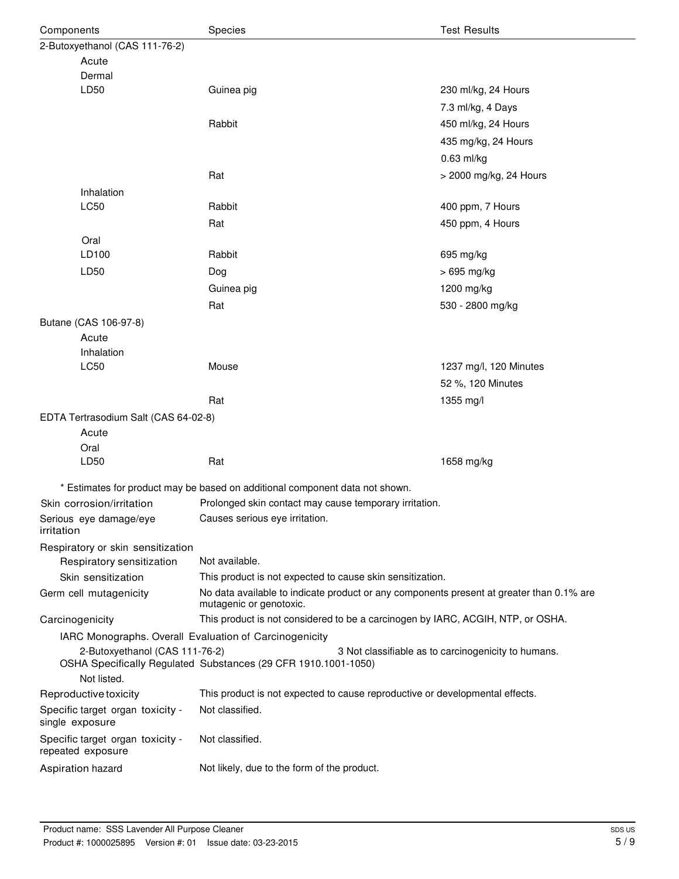| Components | Species | Test Results |
|---|---|---|
| 2-Butoxyethanol (CAS 111-76-2) | | |
| Acute | | |
| Dermal | | |
| LD50 | Guinea pig | 230 ml/kg, 24 Hours |
| | | 7.3 ml/kg, 4 Days |
| | Rabbit | 450 ml/kg, 24 Hours |
| | | 435 mg/kg, 24 Hours |
| | | 0.63 ml/kg |
| | Rat | > 2000 mg/kg, 24 Hours |
| Inhalation | | |
| LC50 | Rabbit | 400 ppm, 7 Hours |
| | Rat | 450 ppm, 4 Hours |
| Oral | | |
| LD100 | Rabbit | 695 mg/kg |
| LD50 | Dog | > 695 mg/kg |
| | Guinea pig | 1200 mg/kg |
| | Rat | 530 - 2800 mg/kg |
| Butane (CAS 106-97-8) | | |
| Acute | | |
| Inhalation | | |
| LC50 | Mouse | 1237 mg/l, 120 Minutes |
| | | 52 %, 120 Minutes |
| | Rat | 1355 mg/l |
| EDTA Tertrasodium Salt (CAS 64-02-8) | | |
| Acute | | |
| Oral | | |
| LD50 | Rat | 1658 mg/kg |

\* Estimates for product may be based on additional component data not shown.

**Skin corrosion/irritation** Prolonged skin contact may cause temporary irritation.

**Serious eye damage/eye irritation** Causes serious eye irritation.

**Respiratory or skin sensitization**

**Respiratory sensitization** Not available.

**Skin sensitization** This product is not expected to cause skin sensitization.

**Germ cell mutagenicity** No data available to indicate product or any components present at greater than 0.1% are mutagenic or genotoxic.

**Carcinogenicity** This product is not considered to be a carcinogen by IARC, ACGIH, NTP, or OSHA.

IARC Monographs. Overall Evaluation of Carcinogenicity

2-Butoxyethanol (CAS 111-76-2) 3 Not classifiable as to carcinogenicity to humans.

OSHA Specifically Regulated Substances (29 CFR 1910.1001-1050)

Not listed.

**Reproductive toxicity** This product is not expected to cause reproductive or developmental effects.

**Specific target organ toxicity - single exposure** Not classified.

**Specific target organ toxicity - repeated exposure** Not classified.

**Aspiration hazard** Not likely, due to the form of the product.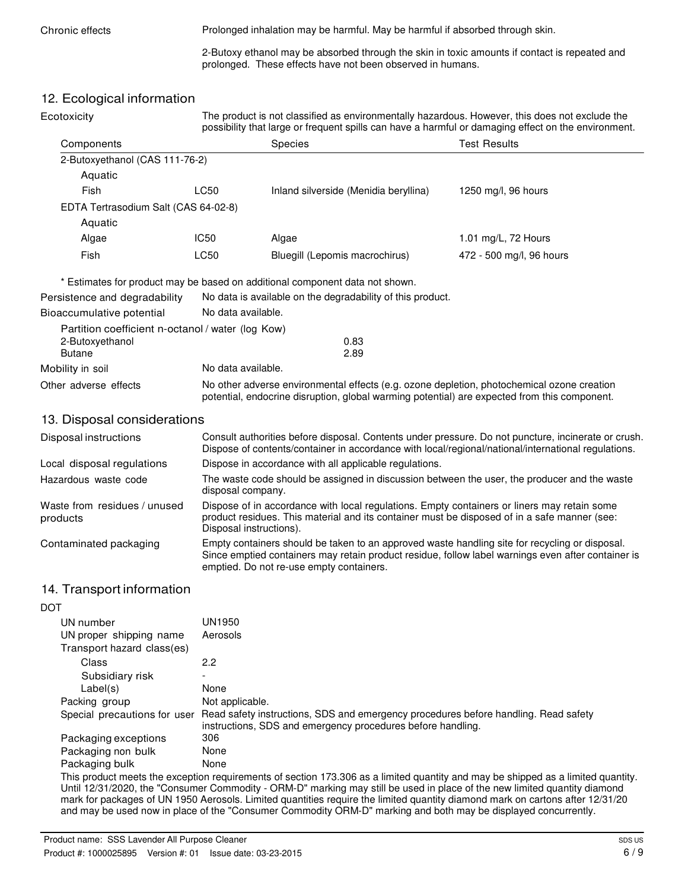| | |
|---|---|
| Chronic effects | Prolonged inhalation may be harmful. May be harmful if absorbed through skin.<br><br>2-Butoxy ethanol may be absorbed through the skin in toxic amounts if contact is repeated and prolonged. These effects have not been observed in humans. |

## 12. Ecological information

**Ecotoxicity** The product is not classified as environmentally hazardous. However, this does not exclude the possibility that large or frequent spills can have a harmful or damaging effect on the environment.

| Components | | Species | Test Results |
|---|---|---|---|
| 2-Butoxyethanol (CAS 111-76-2) | | | |
| Aquatic | | | |
| Fish | LC50 | Inland silverside (Menidia beryllina) | 1250 mg/l, 96 hours |
| EDTA Tertrasodium Salt (CAS 64-02-8) | | | |
| Aquatic | | | |
| Algae | IC50 | Algae | 1.01 mg/L, 72 Hours |
| Fish | LC50 | Bluegill (Lepomis macrochirus) | 472 - 500 mg/l, 96 hours |

* Estimates for product may be based on additional component data not shown.

| | |
|---|---|
| Persistence and degradability | No data is available on the degradability of this product. |
| Bioaccumulative potential | No data available. |

Partition coefficient n-octanol / water (log Kow)

| | |
|---|---|
| 2-Butoxyethanol | 0.83 |
| Butane | 2.89 |

| | |
|---|---|
| Mobility in soil | No data available. |
| Other adverse effects | No other adverse environmental effects (e.g. ozone depletion, photochemical ozone creation potential, endocrine disruption, global warming potential) are expected from this component. |

## 13. Disposal considerations

| | |
|---|---|
| Disposal instructions | Consult authorities before disposal. Contents under pressure. Do not puncture, incinerate or crush. Dispose of contents/container in accordance with local/regional/national/international regulations. |
| Local disposal regulations | Dispose in accordance with all applicable regulations. |
| Hazardous waste code | The waste code should be assigned in discussion between the user, the producer and the waste disposal company. |
| Waste from residues / unused products | Dispose of in accordance with local regulations. Empty containers or liners may retain some product residues. This material and its container must be disposed of in a safe manner (see: Disposal instructions). |
| Contaminated packaging | Empty containers should be taken to an approved waste handling site for recycling or disposal. Since emptied containers may retain product residue, follow label warnings even after container is emptied. Do not re-use empty containers. |

## 14. Transport information

**DOT**

| | |
|---|---|
| UN number | UN1950 |
| UN proper shipping name | Aerosols |
| Transport hazard class(es) | |
| Class | 2.2 |
| Subsidiary risk | - |
| Label(s) | None |
| Packing group | Not applicable. |
| Special precautions for user | Read safety instructions, SDS and emergency procedures before handling. Read safety instructions, SDS and emergency procedures before handling. |
| Packaging exceptions | 306 |
| Packaging non bulk | None |
| Packaging bulk | None |

This product meets the exception requirements of section 173.306 as a limited quantity and may be shipped as a limited quantity. Until 12/31/2020, the "Consumer Commodity - ORM-D" marking may still be used in place of the new limited quantity diamond mark for packages of UN 1950 Aerosols. Limited quantities require the limited quantity diamond mark on cartons after 12/31/20 and may be used now in place of the "Consumer Commodity ORM-D" marking and both may be displayed concurrently.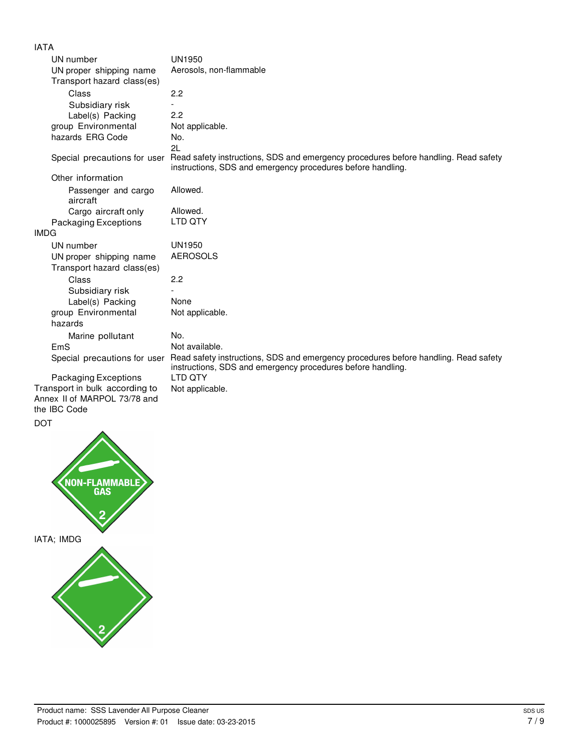IATA

| | |
|---|---|
| UN number | UN1950 |
| UN proper shipping name | Aerosols, non-flammable |
| Transport hazard class(es) | |
| Class | 2.2 |
| Subsidiary risk | - |
| Label(s) | 2.2 |
| Packing group | Not applicable. |
| Environmental hazards | No. |
| ERG Code | 2L |
| Special precautions for user | Read safety instructions, SDS and emergency procedures before handling. Read safety instructions, SDS and emergency procedures before handling. |
| Other information | |
| Passenger and cargo aircraft | Allowed. |
| Cargo aircraft only | Allowed. |
| Packaging Exceptions | LTD QTY |

IMDG

| | |
|---|---|
| UN number | UN1950 |
| UN proper shipping name | AEROSOLS |
| Transport hazard class(es) | |
| Class | 2.2 |
| Subsidiary risk | - |
| Label(s) | None |
| Packing group | Not applicable. |
| Environmental hazards | |
| Marine pollutant | No. |
| EmS | Not available. |
| Special precautions for user | Read safety instructions, SDS and emergency procedures before handling. Read safety instructions, SDS and emergency procedures before handling. |
| Packaging Exceptions | LTD QTY |
| Transport in bulk according to Annex II of MARPOL 73/78 and the IBC Code | Not applicable. |

DOT

NON-FLAMMABLE GAS 2

IATA; IMDG

2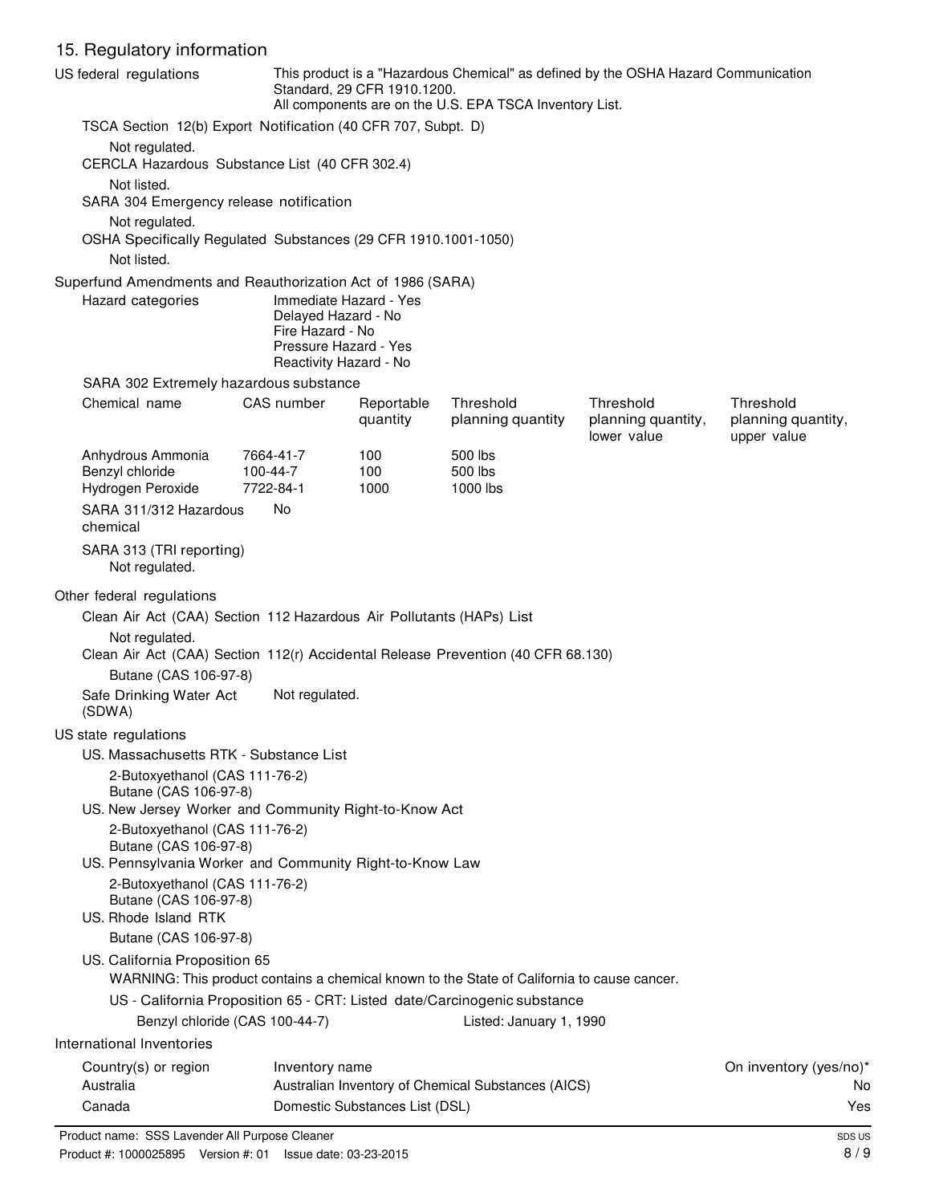## 15. Regulatory information

**US federal regulations**

This product is a "Hazardous Chemical" as defined by the OSHA Hazard Communication Standard, 29 CFR 1910.1200.
All components are on the U.S. EPA TSCA Inventory List.

**TSCA Section 12(b) Export Notification (40 CFR 707, Subpt. D)**

Not regulated.

**CERCLA Hazardous Substance List (40 CFR 302.4)**

Not listed.

**SARA 304 Emergency release notification**

Not regulated.

**OSHA Specifically Regulated Substances (29 CFR 1910.1001-1050)**

Not listed.

**Superfund Amendments and Reauthorization Act of 1986 (SARA)**

**Hazard categories**

Immediate Hazard - Yes
Delayed Hazard - No
Fire Hazard - No
Pressure Hazard - Yes
Reactivity Hazard - No

**SARA 302 Extremely hazardous substance**

| Chemical name | CAS number | Reportable quantity | Threshold planning quantity | Threshold planning quantity, lower value | Threshold planning quantity, upper value |
|---|---|---|---|---|---|
| Anhydrous Ammonia | 7664-41-7 | 100 | 500 lbs | | |
| Benzyl chloride | 100-44-7 | 100 | 500 lbs | | |
| Hydrogen Peroxide | 7722-84-1 | 1000 | 1000 lbs | | |

**SARA 311/312 Hazardous chemical** No

**SARA 313 (TRI reporting)**

Not regulated.

**Other federal regulations**

**Clean Air Act (CAA) Section 112 Hazardous Air Pollutants (HAPs) List**

Not regulated.

**Clean Air Act (CAA) Section 112(r) Accidental Release Prevention (40 CFR 68.130)**

Butane (CAS 106-97-8)

**Safe Drinking Water Act (SDWA)** Not regulated.

**US state regulations**

**US. Massachusetts RTK - Substance List**

2-Butoxyethanol (CAS 111-76-2)
Butane (CAS 106-97-8)

**US. New Jersey Worker and Community Right-to-Know Act**

2-Butoxyethanol (CAS 111-76-2)
Butane (CAS 106-97-8)

**US. Pennsylvania Worker and Community Right-to-Know Law**

2-Butoxyethanol (CAS 111-76-2)
Butane (CAS 106-97-8)

**US. Rhode Island RTK**

Butane (CAS 106-97-8)

**US. California Proposition 65**

WARNING: This product contains a chemical known to the State of California to cause cancer.

US - California Proposition 65 - CRT: Listed date/Carcinogenic substance

Benzyl chloride (CAS 100-44-7) Listed: January 1, 1990

**International Inventories**

| Country(s) or region | Inventory name | On inventory (yes/no)* |
|---|---|---|
| Australia | Australian Inventory of Chemical Substances (AICS) | No |
| Canada | Domestic Substances List (DSL) | Yes |

Product name: SSS Lavender All Purpose Cleaner
Product #: 1000025895 Version #: 01 Issue date: 03-23-2015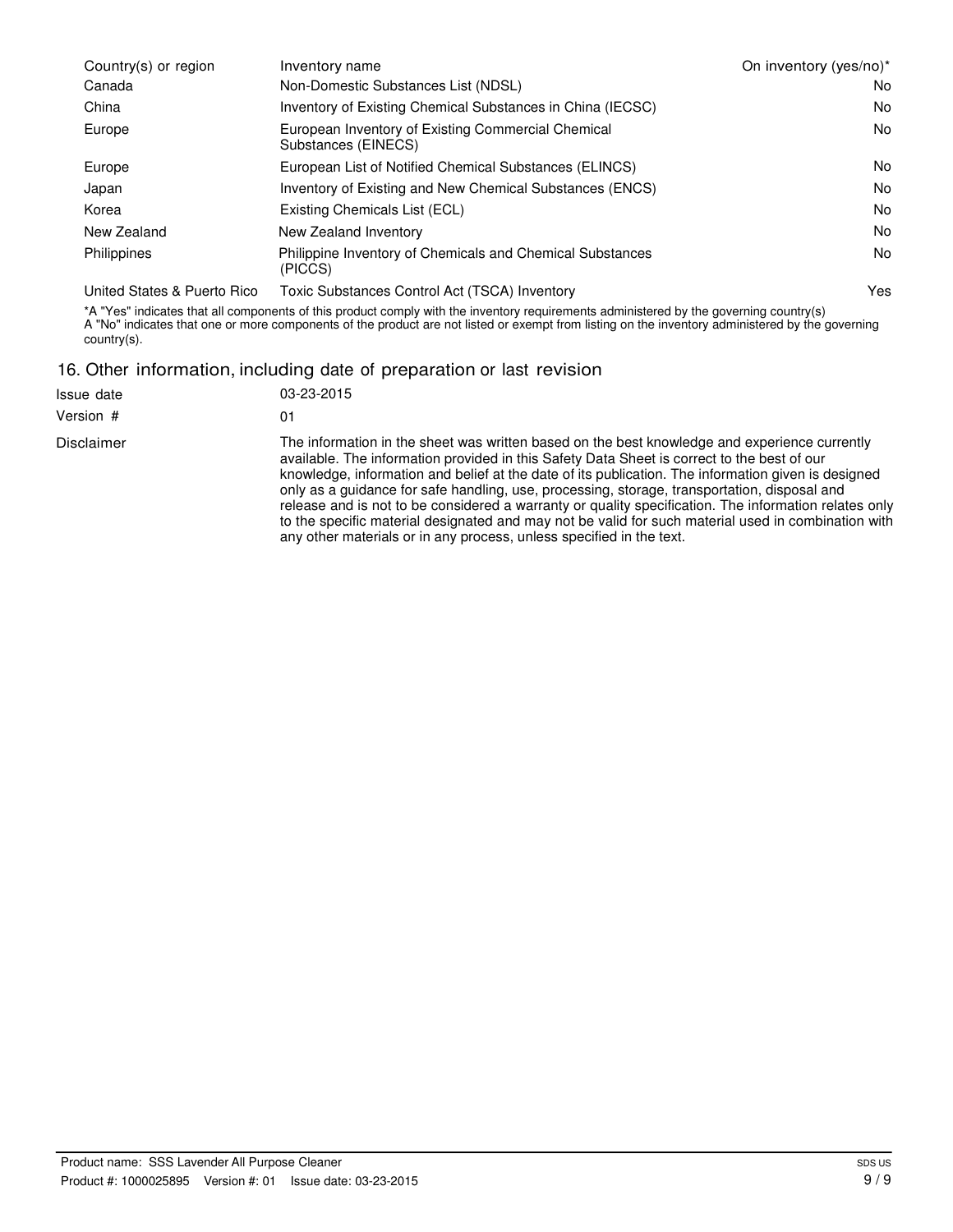| Country(s) or region | Inventory name | On inventory (yes/no)* |
| --- | --- | --- |
| Canada | Non-Domestic Substances List (NDSL) | No |
| China | Inventory of Existing Chemical Substances in China (IECSC) | No |
| Europe | European Inventory of Existing Commercial Chemical Substances (EINECS) | No |
| Europe | European List of Notified Chemical Substances (ELINCS) | No |
| Japan | Inventory of Existing and New Chemical Substances (ENCS) | No |
| Korea | Existing Chemicals List (ECL) | No |
| New Zealand | New Zealand Inventory | No |
| Philippines | Philippine Inventory of Chemicals and Chemical Substances (PICCS) | No |
| United States & Puerto Rico | Toxic Substances Control Act (TSCA) Inventory | Yes |

*A "Yes" indicates that all components of this product comply with the inventory requirements administered by the governing country(s)
A "No" indicates that one or more components of the product are not listed or exempt from listing on the inventory administered by the governing country(s).

## 16. Other information, including date of preparation or last revision

**Issue date** 03-23-2015

**Version #** 01

**Disclaimer** The information in the sheet was written based on the best knowledge and experience currently available. The information provided in this Safety Data Sheet is correct to the best of our knowledge, information and belief at the date of its publication. The information given is designed only as a guidance for safe handling, use, processing, storage, transportation, disposal and release and is not to be considered a warranty or quality specification. The information relates only to the specific material designated and may not be valid for such material used in combination with any other materials or in any process, unless specified in the text.